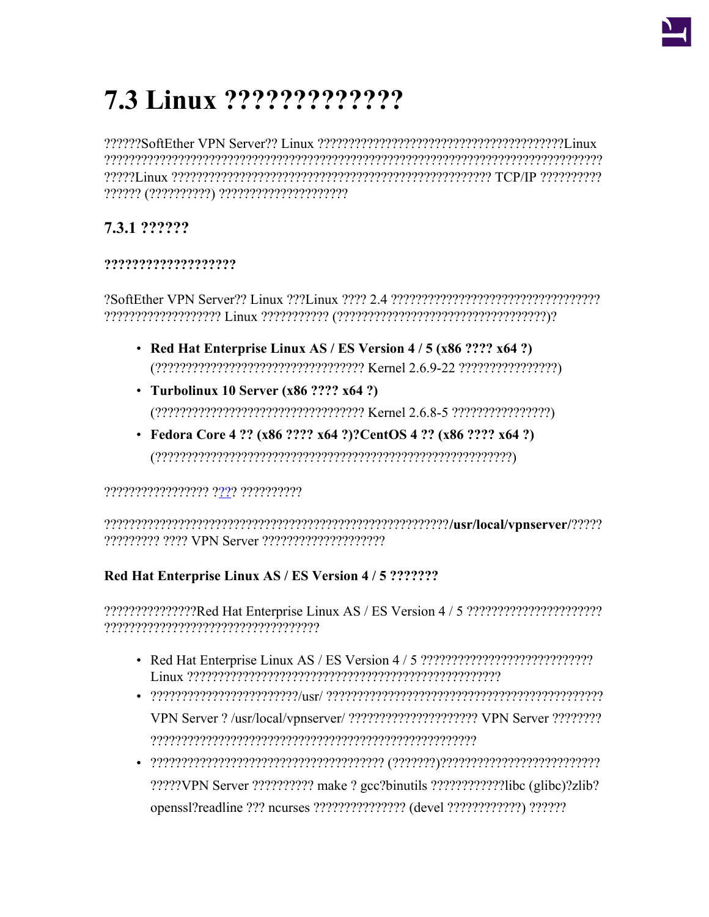# 7.3 Linux ?????????????

??????SoftEther VPN Server?? Linux ?????????????????????????????????????????Linux ??????????????????????????????????????????????????????????????????????????????? ?????Linux ???????????????????????????????????????????????????? TCP/IP ?????????? ?????? (??????????) ????????????????????

## 7.3.1 ??????

### ???????????????????

?SoftEther VPN Server?? Linux ???Linux ???? 2.4 ?????????????????????????????????? ??????????????????? Linux ??????????? (??????????????????????????????????)?

- **Red Hat Enterprise Linux AS / ES Version 4 / 5 (x86 ???? x64 ?)**
  (?????????????????????????????????? Kernel 2.6.9-22 ????????????????)
- **Turbolinux 10 Server (x86 ???? x64 ?)**
  (?????????????????????????????????? Kernel 2.6.8-5 ????????????????)
- **Fedora Core 4 ?? (x86 ???? x64 ?)?CentOS 4 ?? (x86 ???? x64 ?)**
  (?????????????????????????????????????????????????????????)

????????????????? ???? ??????????

????????????????????????????????????????????????????????**/usr/local/vpnserver/**????? ????????? ???? VPN Server ????????????????????

### Red Hat Enterprise Linux AS / ES Version 4 / 5 ???????

???????????????Red Hat Enterprise Linux AS / ES Version 4 / 5 ?????????????????????? ??????????????????????????????????

- Red Hat Enterprise Linux AS / ES Version 4 / 5 ???????????????????????????? Linux ????????????????????????????????????????????????????
- ????????????????????????/usr/ ????????????????????????????????????????????? VPN Server ? /usr/local/vpnserver/ ???????????????????? VPN Server ???????? ????????????????????????????????????????????????????
- ?????????????????????????????????????? (???????)?????????????????????????? ?????VPN Server ?????????? make ? gcc?binutils ????????????libc (glibc)?zlib? openssl?readline ??? ncurses ??????????????? (devel ????????????) ??????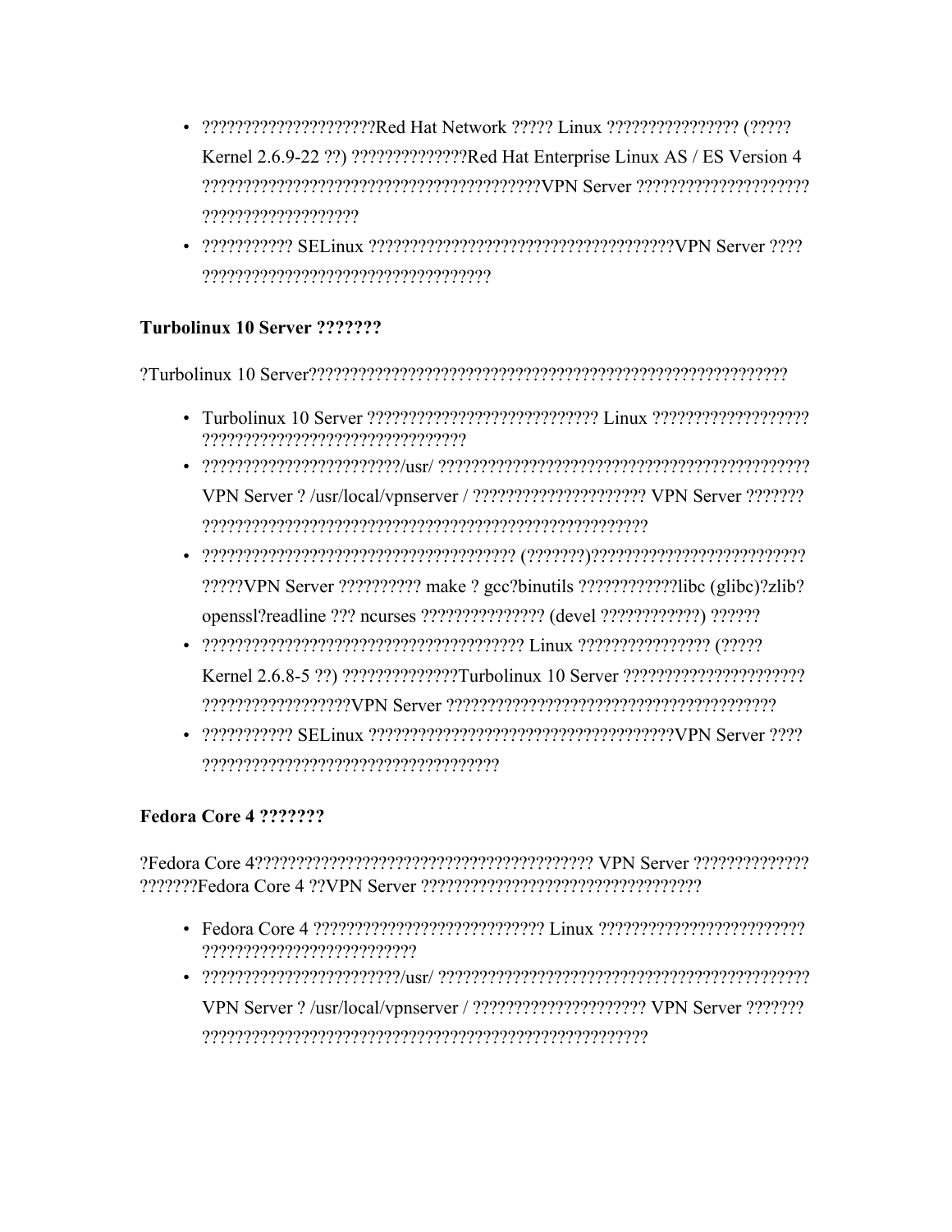- ?????????????????????Red Hat Network ????? Linux ???????????????? (????? Kernel 2.6.9-22 ??) ??????????????Red Hat Enterprise Linux AS / ES Version 4 ??????????????????????????????????????????VPN Server ????????????????????? ???????????????????
- ??????????? SELinux ?????????????????????????????????????VPN Server ???? ???????????????????????????????????

### Turbolinux 10 Server ???????

?Turbolinux 10 Server?????????????????????????????????????????????????????????

- Turbolinux 10 Server ???????????????????????????? Linux ??????????????????? ????????????????????????????????
- ????????????????????????/usr/ ???????????????????????????????????????????? VPN Server ? /usr/local/vpnserver / ????????????????????? VPN Server ??????? ?????????????????????????????????????????????????????
- ??????????????????????????????????????? (???????)?????????????????????????? ?????VPN Server ?????????? make ? gcc?binutils ????????????libc (glibc)?zlib? openssl?readline ??? ncurses ??????????????? (devel ????????????) ??????
- ???????????????????????????????????????? Linux ???????????????? (????? Kernel 2.6.8-5 ??) ??????????????Turbolinux 10 Server ?????????????????????? ??????????????????VPN Server ???????????????????????????????????????
- ??????????? SELinux ?????????????????????????????????????VPN Server ???? ????????????????????????????????????

### Fedora Core 4 ???????

?Fedora Core 4?????????????????????????????????????????? VPN Server ?????????????? ???????Fedora Core 4 ??VPN Server ??????????????????????????????????

- Fedora Core 4 ???????????????????????????? Linux ????????????????????????? ???????????????????????????
- ????????????????????????/usr/ ???????????????????????????????????????????? VPN Server ? /usr/local/vpnserver / ????????????????????? VPN Server ??????? ?????????????????????????????????????????????????????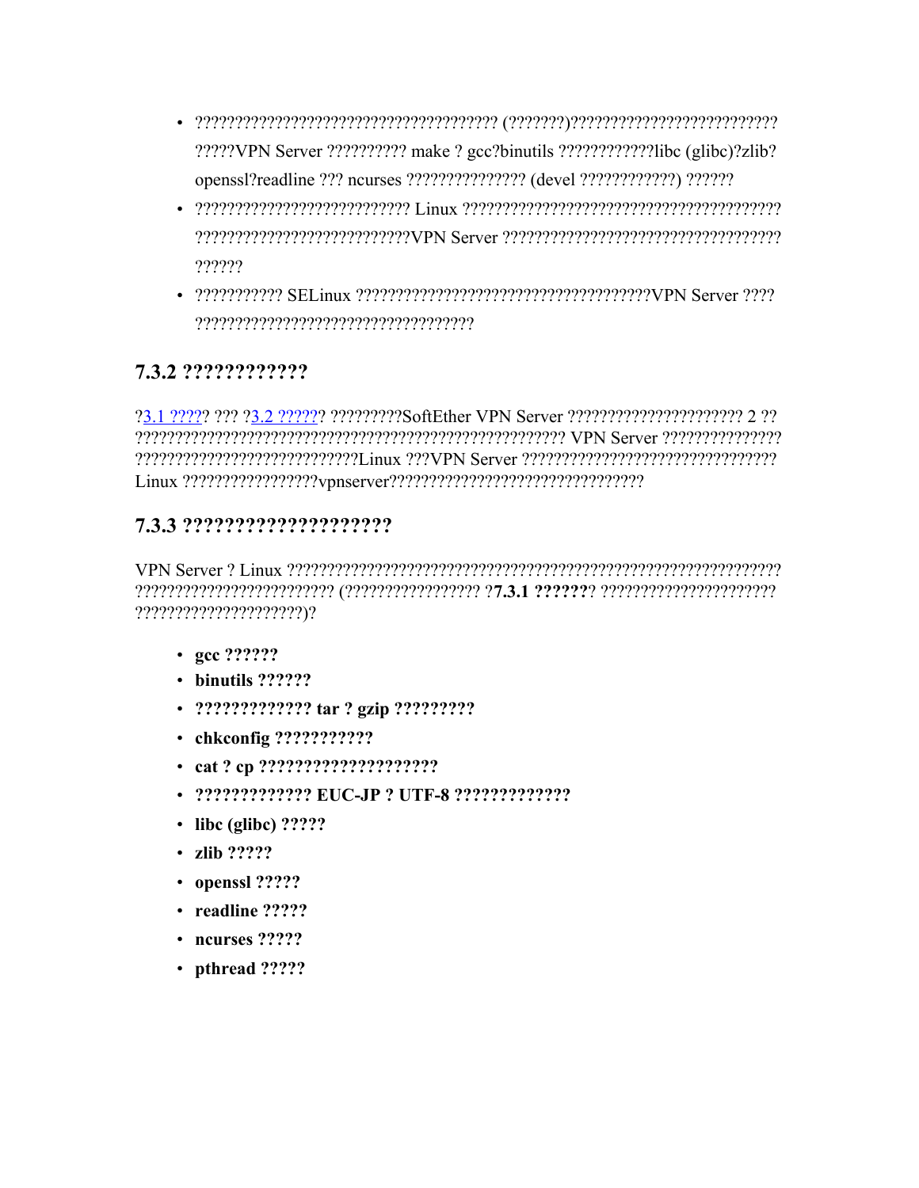- ?????????????????????????????????????? (???????)??????????????????????????? ?????VPN Server ?????????? make ? gcc?binutils ????????????libc (glibc)?zlib? openssl?readline ??? ncurses ??????????????? (devel ????????????) ??????
- ??????????????????????????? Linux ???????????????????????????????????????? ???????????????????????????VPN Server ?????????????????????????????????? ??????
- ??????????? SELinux ????????????????????????????????????VPN Server ???? ??????????????????????????????????

## 7.3.2 ????????????

?3.1 ?????? ??? ?3.2 ?????? ?????????SoftEther VPN Server ?????????????????????? 2 ?? ?????????????????????????????????????????????????????? VPN Server ??????????????? ????????????????????????????Linux ???VPN Server ???????????????????????????????? Linux ?????????????????vpnserver????????????????????????????????

## 7.3.3 ????????????????????

VPN Server ? Linux ???????????????????????????????????????????????????????????????? ?????????????????????????? (????????????????? ?**7.3.1 ??????**? ?????????????????????? ?????????????????????)?

- **gcc ??????**
- **binutils ??????**
- **????????????? tar ? gzip ?????????**
- **chkconfig ???????????**
- **cat ? cp ????????????????????**
- **????????????? EUC-JP ? UTF-8 ?????????????**
- **libc (glibc) ?????**
- **zlib ?????**
- **openssl ?????**
- **readline ?????**
- **ncurses ?????**
- **pthread ?????**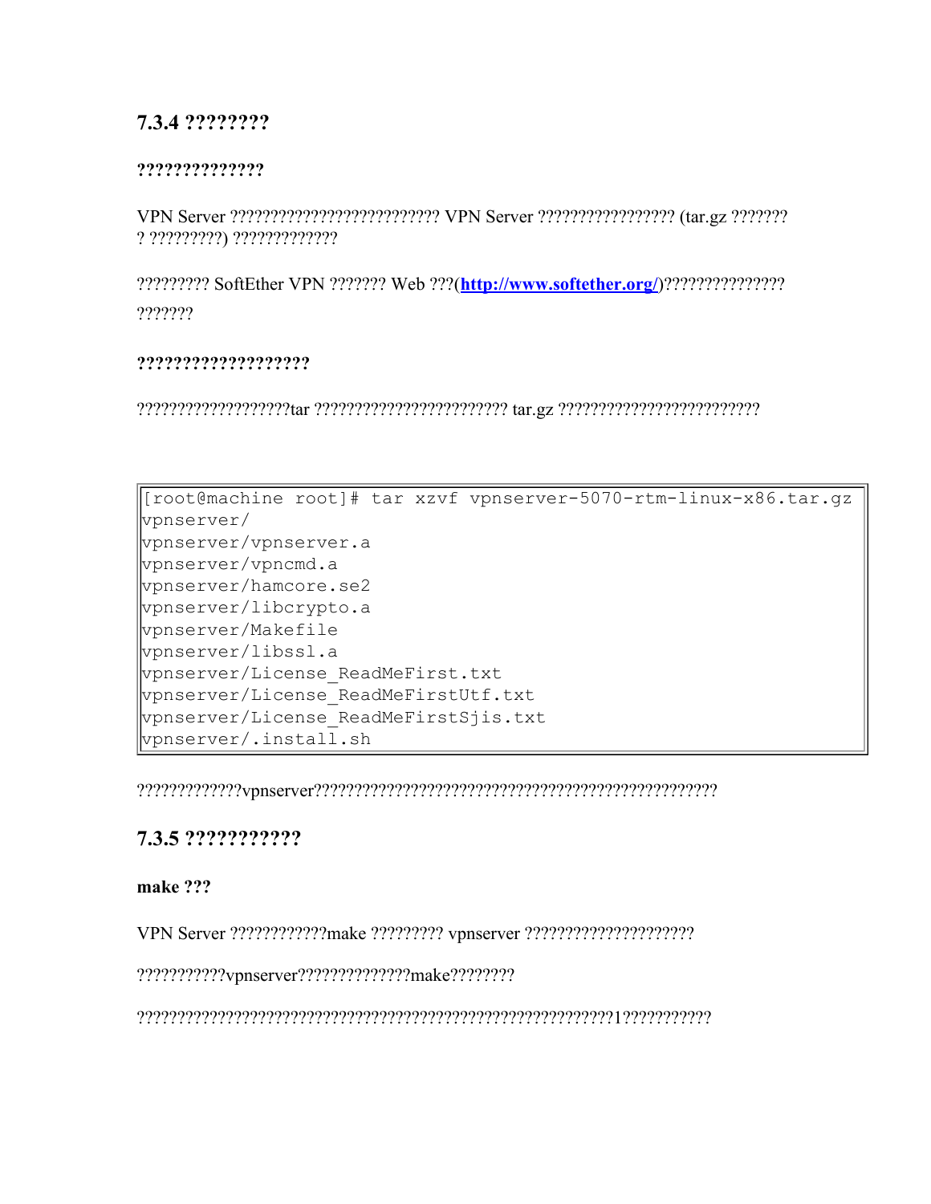### 7.3.4 ????????

#### ??????????????

VPN Server ?????????????????????????? VPN Server ?????????????????? (tar.gz ????????? ?????????) ?????????????

????????? SoftEther VPN ??????? Web ???(**[http://www.softether.org/](http://www.softether.org/)**)??????????????? ???????

#### ???????????????????

???????????????????tar ???????????????????????? tar.gz ?????????????????????????

```
[root@machine root]# tar xzvf vpnserver-5070-rtm-linux-x86.tar.gz
vpnserver/
vpnserver/vpnserver.a
vpnserver/vpncmd.a
vpnserver/hamcore.se2
vpnserver/libcrypto.a
vpnserver/Makefile
vpnserver/libssl.a
vpnserver/License_ReadMeFirst.txt
vpnserver/License_ReadMeFirstUtf.txt
vpnserver/License_ReadMeFirstSjis.txt
vpnserver/.install.sh
```

?????????????vpnserver??????????????????????????????????????????????????

### 7.3.5 ???????????

#### make ???

VPN Server ????????????make ????????? vpnserver ?????????????????????

???????????vpnserver??????????????make????????

???????????????????????????????????????????????????????????1???????????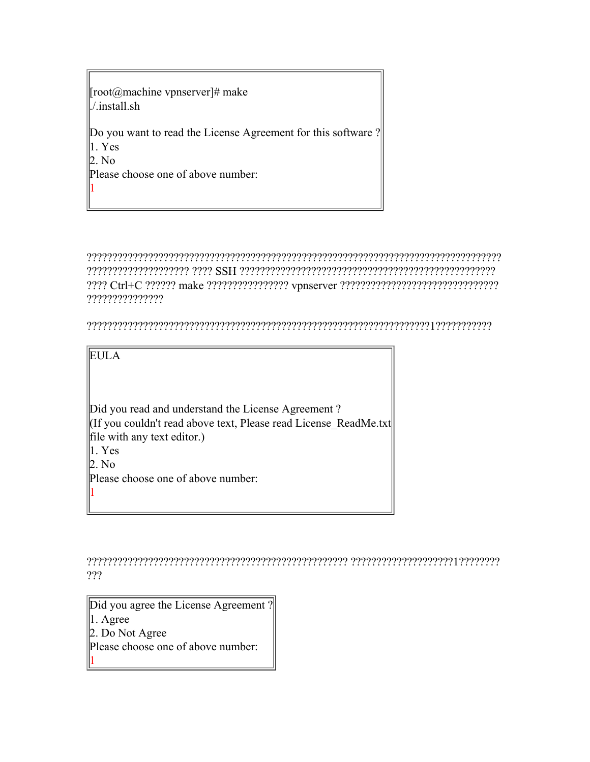```
[root@machine vpnserver]# make
./.install.sh

Do you want to read the License Agreement for this software ?
1. Yes
2. No
Please choose one of above number:
1
```

???????????????????????????????????????????????????????????????????????????? ??????????????????? ???? SSH ????????????????????????????????????????????????? ???? Ctrl+C ?????? make ???????????????? vpnserver ?????????????????????????????? ???????????????

?????????????????????????????????????????????????????????????????1???????????

```
EULA



Did you read and understand the License Agreement ?
(If you couldn't read above text, Please read License_ReadMe.txt
file with any text editor.)
1. Yes
2. No
Please choose one of above number:
1
```

??????????????????????????????????????????????? ???????????????????1???????? ???

```
Did you agree the License Agreement ?
1. Agree
2. Do Not Agree
Please choose one of above number:
1
```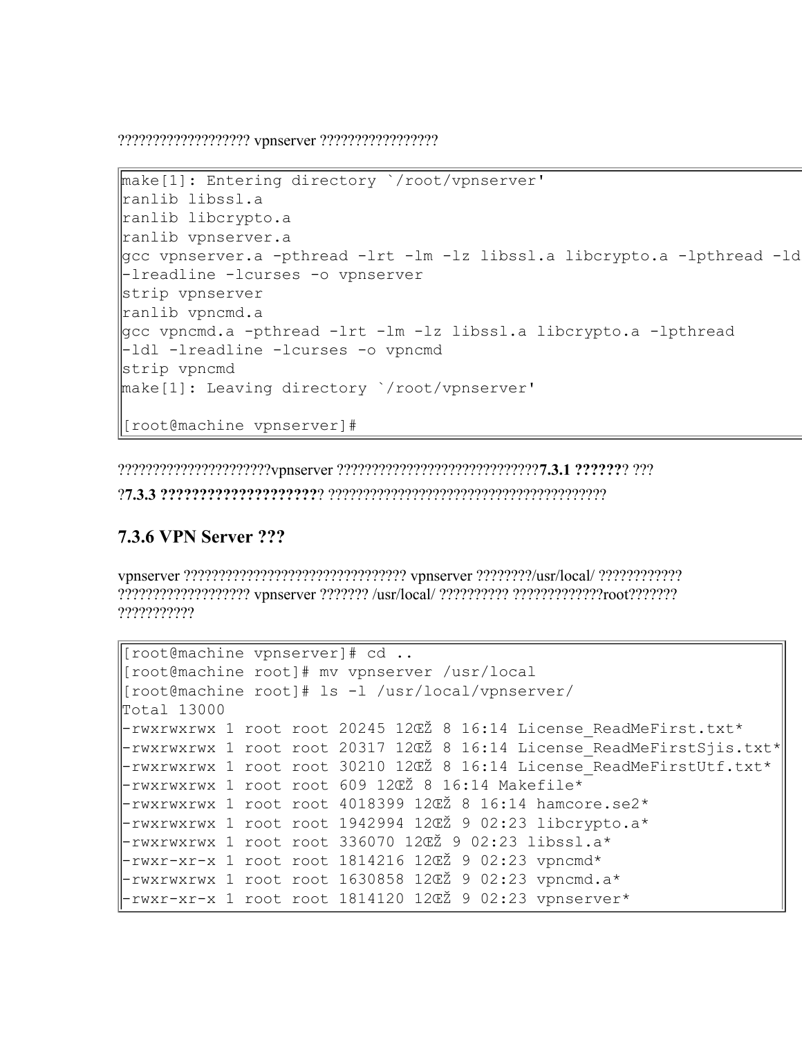?????????????????? vpnserver ????????????????

```
make[1]: Entering directory `/root/vpnserver'
ranlib libssl.a
ranlib libcrypto.a
ranlib vpnserver.a
gcc vpnserver.a -pthread -lrt -lm -lz libssl.a libcrypto.a -lpthread -ld
-lreadline -lcurses -o vpnserver
strip vpnserver
ranlib vpncmd.a
gcc vpncmd.a -pthread -lrt -lm -lz libssl.a libcrypto.a -lpthread
-ldl -lreadline -lcurses -o vpncmd
strip vpncmd
make[1]: Leaving directory `/root/vpnserver'

[root@machine vpnserver]#
```

?????????????????????vpnserver ?????????????????????????????**7.3.1 ??????**? ???

?**7.3.3 ????????????????????**? ????????????????????????????????????????

### 7.3.6 VPN Server ???

vpnserver ???????????????????????????????? vpnserver ????????/usr/local/ ???????????? ?????????????????? vpnserver ??????? /usr/local/ ?????????? ?????????????root??????? ???????????

```
[root@machine vpnserver]# cd ..
[root@machine root]# mv vpnserver /usr/local
[root@machine root]# ls -l /usr/local/vpnserver/
Total 13000
-rwxrwxrwx 1 root root 20245 12ŒŽ 8 16:14 License_ReadMeFirst.txt*
-rwxrwxrwx 1 root root 20317 12ŒŽ 8 16:14 License_ReadMeFirstSjis.txt*
-rwxrwxrwx 1 root root 30210 12ŒŽ 8 16:14 License_ReadMeFirstUtf.txt*
-rwxrwxrwx 1 root root 609 12ŒŽ 8 16:14 Makefile*
-rwxrwxrwx 1 root root 4018399 12ŒŽ 8 16:14 hamcore.se2*
-rwxrwxrwx 1 root root 1942994 12ŒŽ 9 02:23 libcrypto.a*
-rwxrwxrwx 1 root root 336070 12ŒŽ 9 02:23 libssl.a*
-rwxr-xr-x 1 root root 1814216 12ŒŽ 9 02:23 vpncmd*
-rwxrwxrwx 1 root root 1630858 12ŒŽ 9 02:23 vpncmd.a*
-rwxr-xr-x 1 root root 1814120 12ŒŽ 9 02:23 vpnserver*
```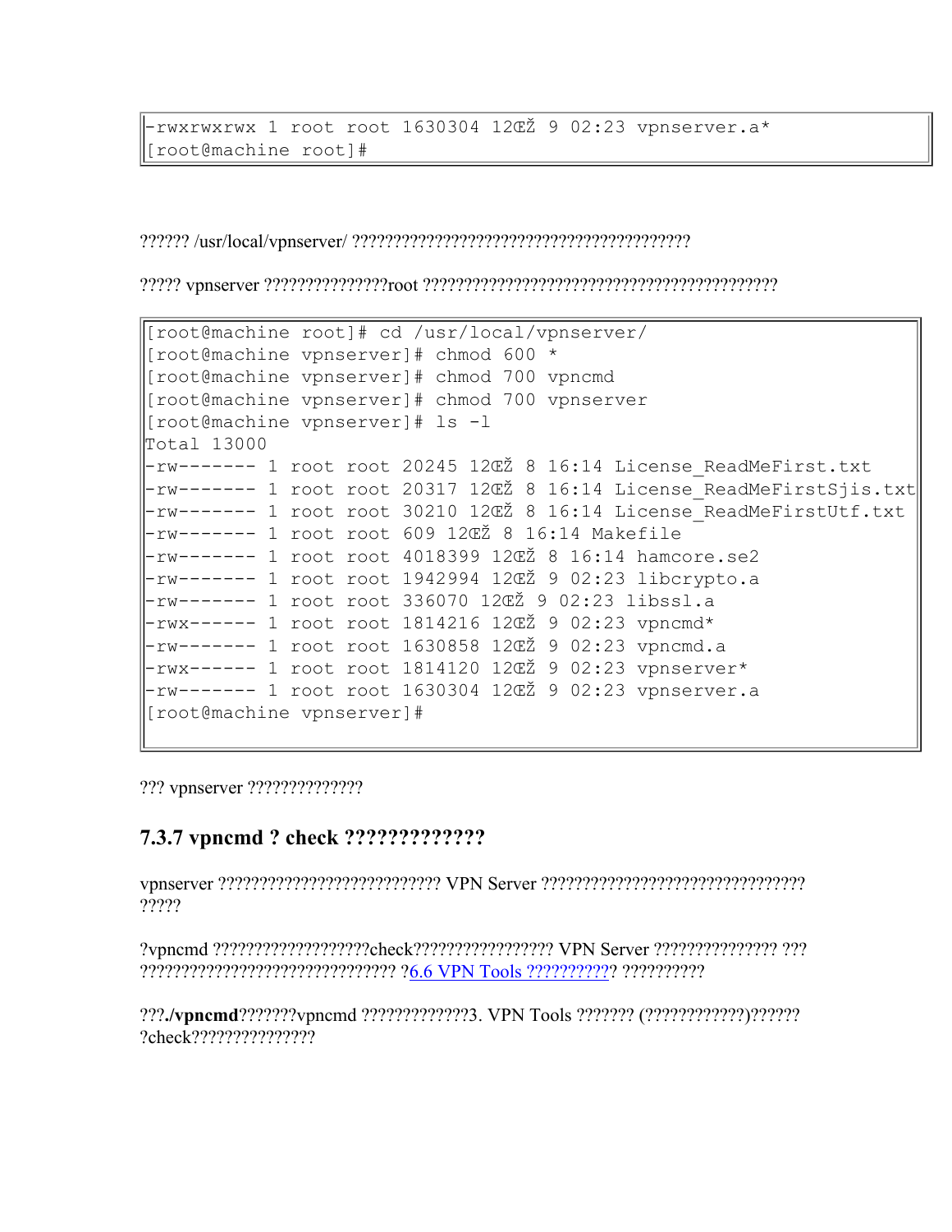```
-rwxrwxrwx 1 root root 1630304 12ŒŽ 9 02:23 vpnserver.a*
[root@machine root]#
```

?????? /usr/local/vpnserver/ ?????????????????????????????????????????

????? vpnserver ??????????????root ??????????????????????????????????????????

```
[root@machine root]# cd /usr/local/vpnserver/
[root@machine vpnserver]# chmod 600 *
[root@machine vpnserver]# chmod 700 vpncmd
[root@machine vpnserver]# chmod 700 vpnserver
[root@machine vpnserver]# ls -l
Total 13000
-rw------- 1 root root 20245 12ŒŽ 8 16:14 License_ReadMeFirst.txt
-rw------- 1 root root 20317 12ŒŽ 8 16:14 License_ReadMeFirstSjis.txt
-rw------- 1 root root 30210 12ŒŽ 8 16:14 License_ReadMeFirstUtf.txt
-rw------- 1 root root 609 12ŒŽ 8 16:14 Makefile
-rw------- 1 root root 4018399 12ŒŽ 8 16:14 hamcore.se2
-rw------- 1 root root 1942994 12ŒŽ 9 02:23 libcrypto.a
-rw------- 1 root root 336070 12ŒŽ 9 02:23 libssl.a
-rwx------ 1 root root 1814216 12ŒŽ 9 02:23 vpncmd*
-rw------- 1 root root 1630858 12ŒŽ 9 02:23 vpncmd.a
-rwx------ 1 root root 1814120 12ŒŽ 9 02:23 vpnserver*
-rw------- 1 root root 1630304 12ŒŽ 9 02:23 vpnserver.a
[root@machine vpnserver]#
```

??? vpnserver ?????????????

### 7.3.7 vpncmd ? check ?????????????

vpnserver ??????????????????????????? VPN Server ????????????????????????????????
?????

?vpncmd ??????????????????check????????????????? VPN Server ??????????????? ???
?????????????????????????????? ?6.6 VPN Tools ??????????? ??????????

???**./vpncmd**???????vpncmd ?????????????3. VPN Tools ??????? (????????????)??????
?check???????????????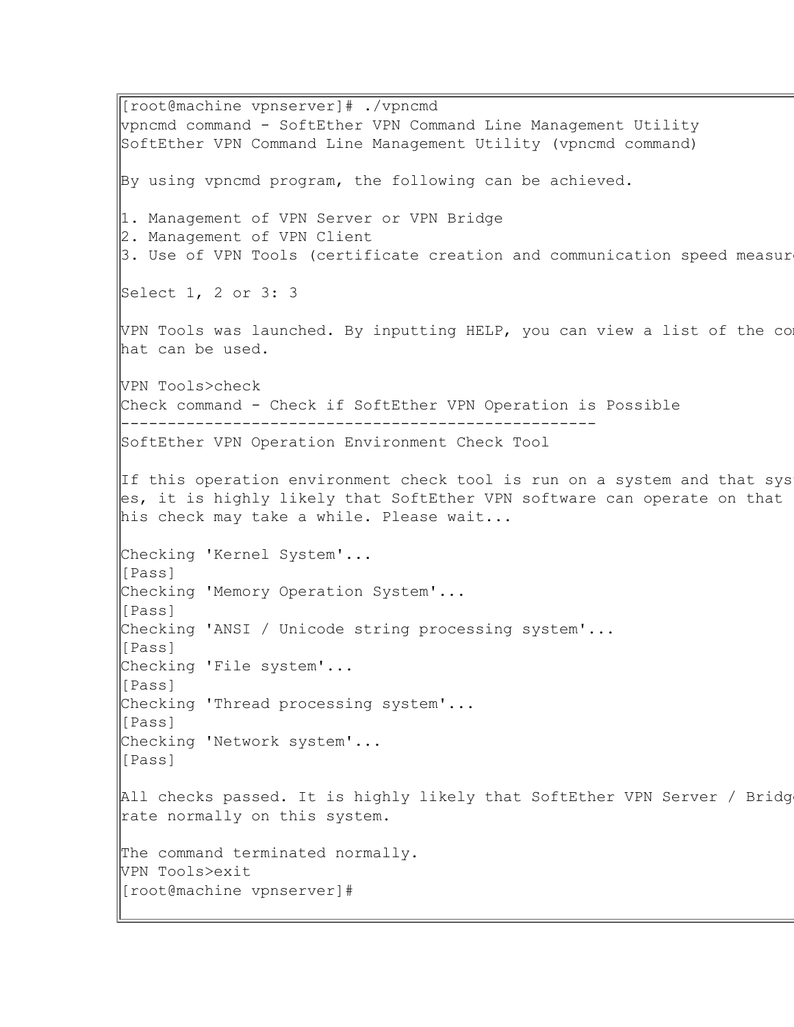```
[root@machine vpnserver]# ./vpncmd
vpncmd command - SoftEther VPN Command Line Management Utility
SoftEther VPN Command Line Management Utility (vpncmd command)

By using vpncmd program, the following can be achieved.

1. Management of VPN Server or VPN Bridge
2. Management of VPN Client
3. Use of VPN Tools (certificate creation and communication speed measur

Select 1, 2 or 3: 3

VPN Tools was launched. By inputting HELP, you can view a list of the co
hat can be used.

VPN Tools>check
Check command - Check if SoftEther VPN Operation is Possible
---------------------------------------------------
SoftEther VPN Operation Environment Check Tool

If this operation environment check tool is run on a system and that sys
es, it is highly likely that SoftEther VPN software can operate on that
his check may take a while. Please wait...

Checking 'Kernel System'...
[Pass]
Checking 'Memory Operation System'...
[Pass]
Checking 'ANSI / Unicode string processing system'...
[Pass]
Checking 'File system'...
[Pass]
Checking 'Thread processing system'...
[Pass]
Checking 'Network system'...
[Pass]

All checks passed. It is highly likely that SoftEther VPN Server / Bridg
rate normally on this system.

The command terminated normally.
VPN Tools>exit
[root@machine vpnserver]#
```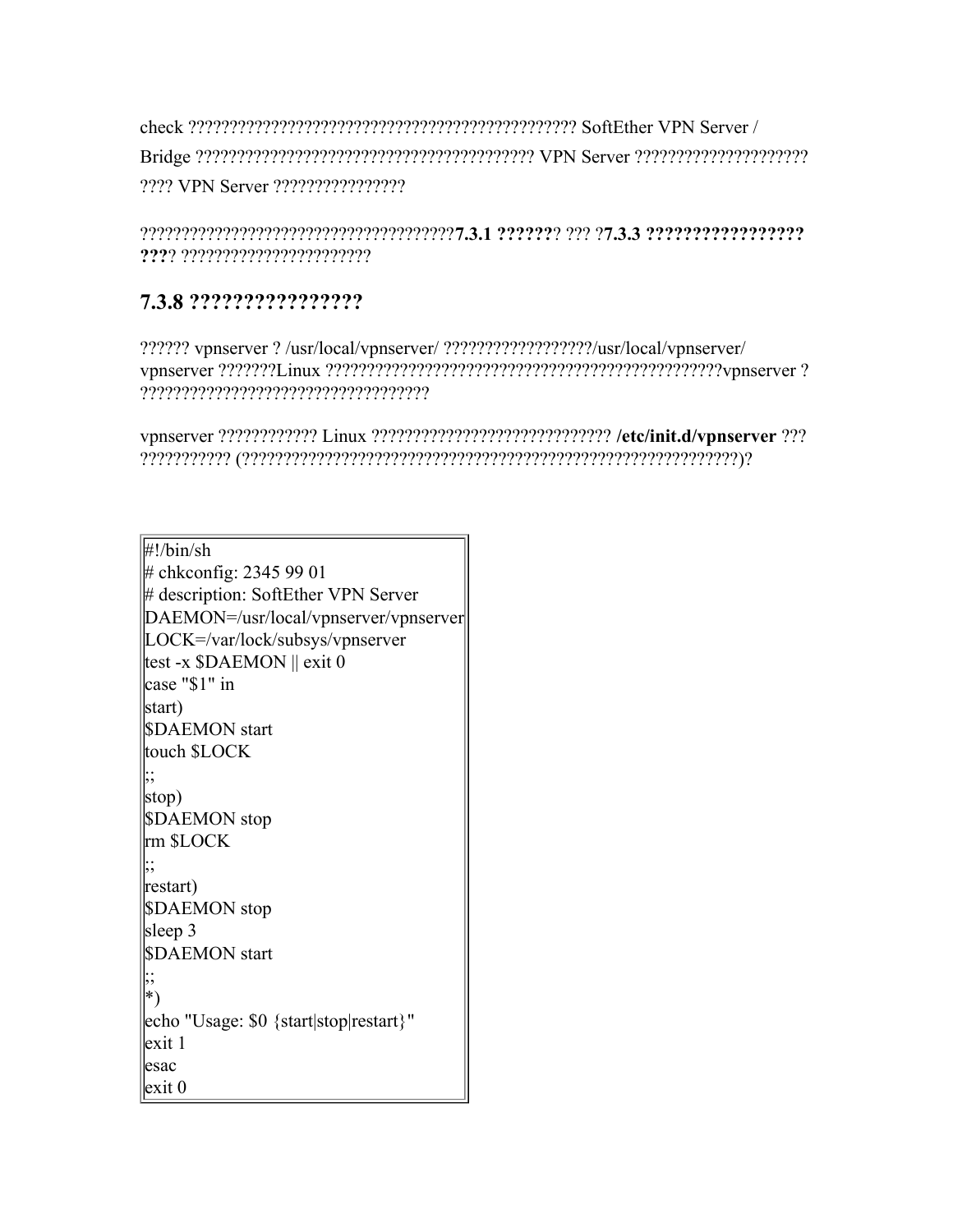check ??????????????????????????????????????????????? SoftEther VPN Server / Bridge ????????????????????????????????????????? VPN Server ????????????????????? ???? VPN Server ????????????????

??????????????????????????????????????**7.3.1 ??????**? ??? ?**7.3.3 ?????????????????????**? ??????????????????????

### 7.3.8 ???????????????

?????? vpnserver ? /usr/local/vpnserver/ ??????????????????/usr/local/vpnserver/ vpnserver ???????Linux ?????????????????????????????????????????????????vpnserver ? ???????????????????????????????????

vpnserver ???????????? Linux ????????????????????????????? **/etc/init.d/vpnserver** ??? ??????????? (?????????????????????????????????????????????????????????????)?

```
#!/bin/sh
# chkconfig: 2345 99 01
# description: SoftEther VPN Server
DAEMON=/usr/local/vpnserver/vpnserver
LOCK=/var/lock/subsys/vpnserver
test -x $DAEMON || exit 0
case "$1" in
start)
$DAEMON start
touch $LOCK
;;
stop)
$DAEMON stop
rm $LOCK
;;
restart)
$DAEMON stop
sleep 3
$DAEMON start
;;
*)
echo "Usage: $0 {start|stop|restart}"
exit 1
esac
exit 0
```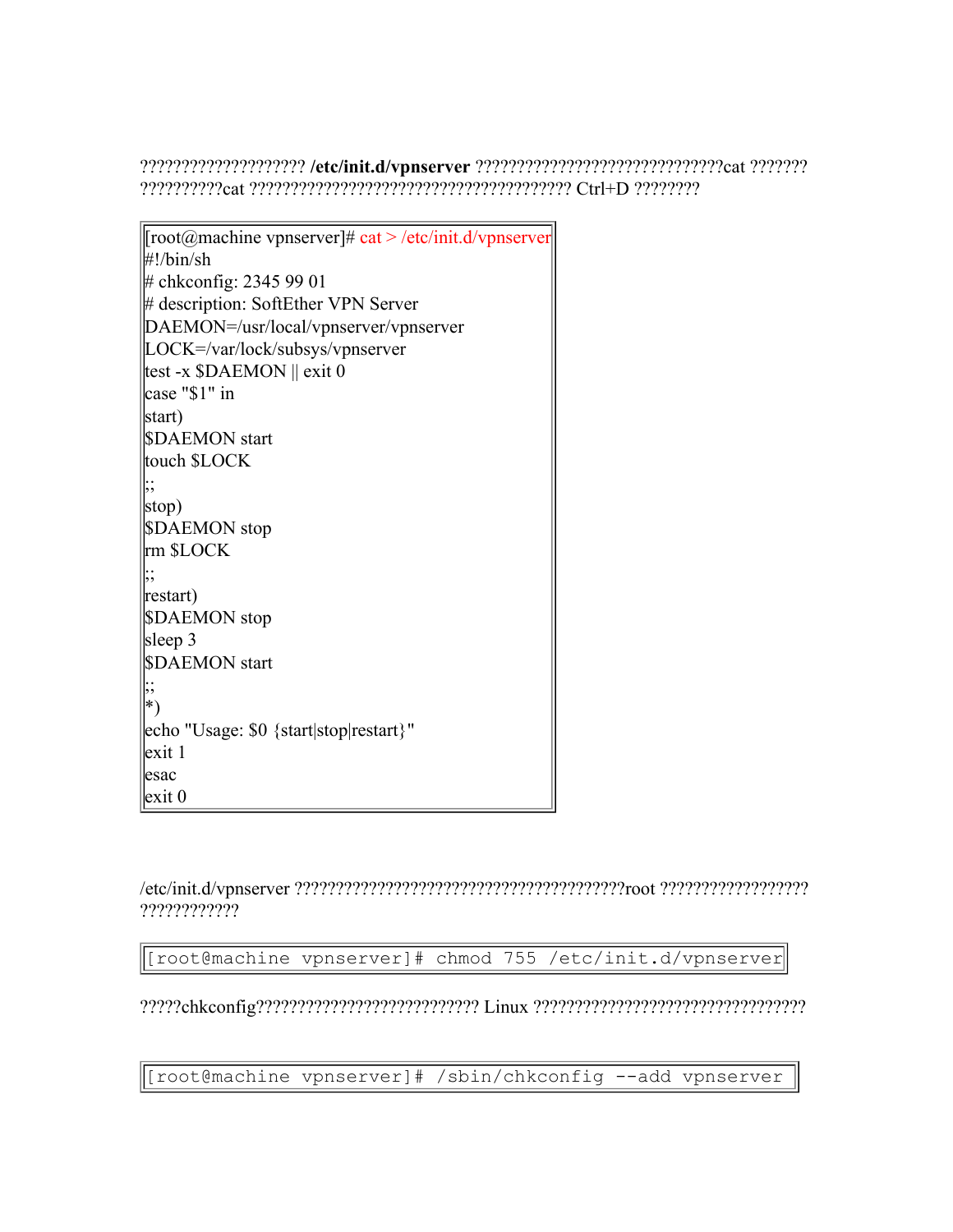????????????????????? **/etc/init.d/vpnserver** ??????????????????????????????cat ??????? ??????????cat ?????????????????????????????????????? Ctrl+D ????????

```
[root@machine vpnserver]# cat > /etc/init.d/vpnserver
#!/bin/sh
# chkconfig: 2345 99 01
# description: SoftEther VPN Server
DAEMON=/usr/local/vpnserver/vpnserver
LOCK=/var/lock/subsys/vpnserver
test -x $DAEMON || exit 0
case "$1" in
start)
$DAEMON start
touch $LOCK
;;
stop)
$DAEMON stop
rm $LOCK
;;
restart)
$DAEMON stop
sleep 3
$DAEMON start
;;
*)
echo "Usage: $0 {start|stop|restart}"
exit 1
esac
exit 0
```

/etc/init.d/vpnserver ?????????????????????????????????????????root ?????????????????? ????????????

```
[root@machine vpnserver]# chmod 755 /etc/init.d/vpnserver
```

?????chkconfig??????????????????????????? Linux ?????????????????????????????????

```
[root@machine vpnserver]# /sbin/chkconfig --add vpnserver
```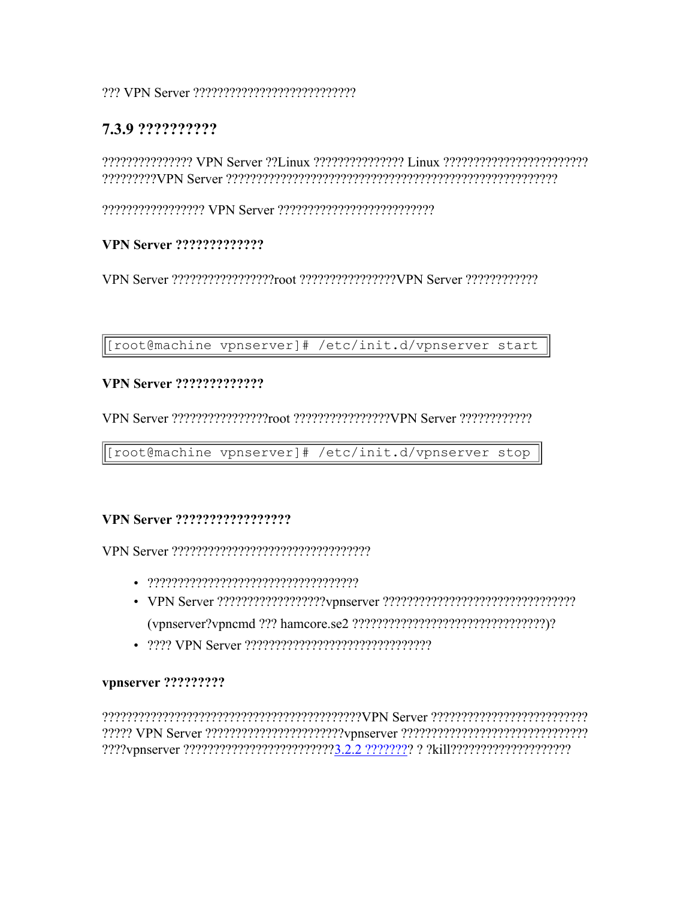??? VPN Server ???????????????????????????

## 7.3.9 ??????????

??????????????? VPN Server ??Linux ??????????????? Linux ???????????????????????? ?????????VPN Server ?????????????????????????????????????????????????????

????????????????? VPN Server ??????????????????????????

**VPN Server ?????????????**

VPN Server ?????????????????root ????????????????VPN Server ????????????

```
[root@machine vpnserver]# /etc/init.d/vpnserver start
```

**VPN Server ?????????????**

VPN Server ????????????????root ????????????????VPN Server ????????????

```
[root@machine vpnserver]# /etc/init.d/vpnserver stop
```

**VPN Server ?????????????????**

VPN Server ?????????????????????????????????

- ???????????????????????????????????
- VPN Server ??????????????????vpnserver ???????????????????????????????? (vpnserver?vpncmd ??? hamcore.se2 ????????????????????????????????)?
- ???? VPN Server ???????????????????????????????

**vpnserver ?????????**

???????????????????????????????????????????VPN Server ????????????????????????? ????? VPN Server ??????????????????????vpnserver ?????????????????????????????? ????vpnserver ?????????????????????????3.2.2 ??????? ? ?kill????????????????????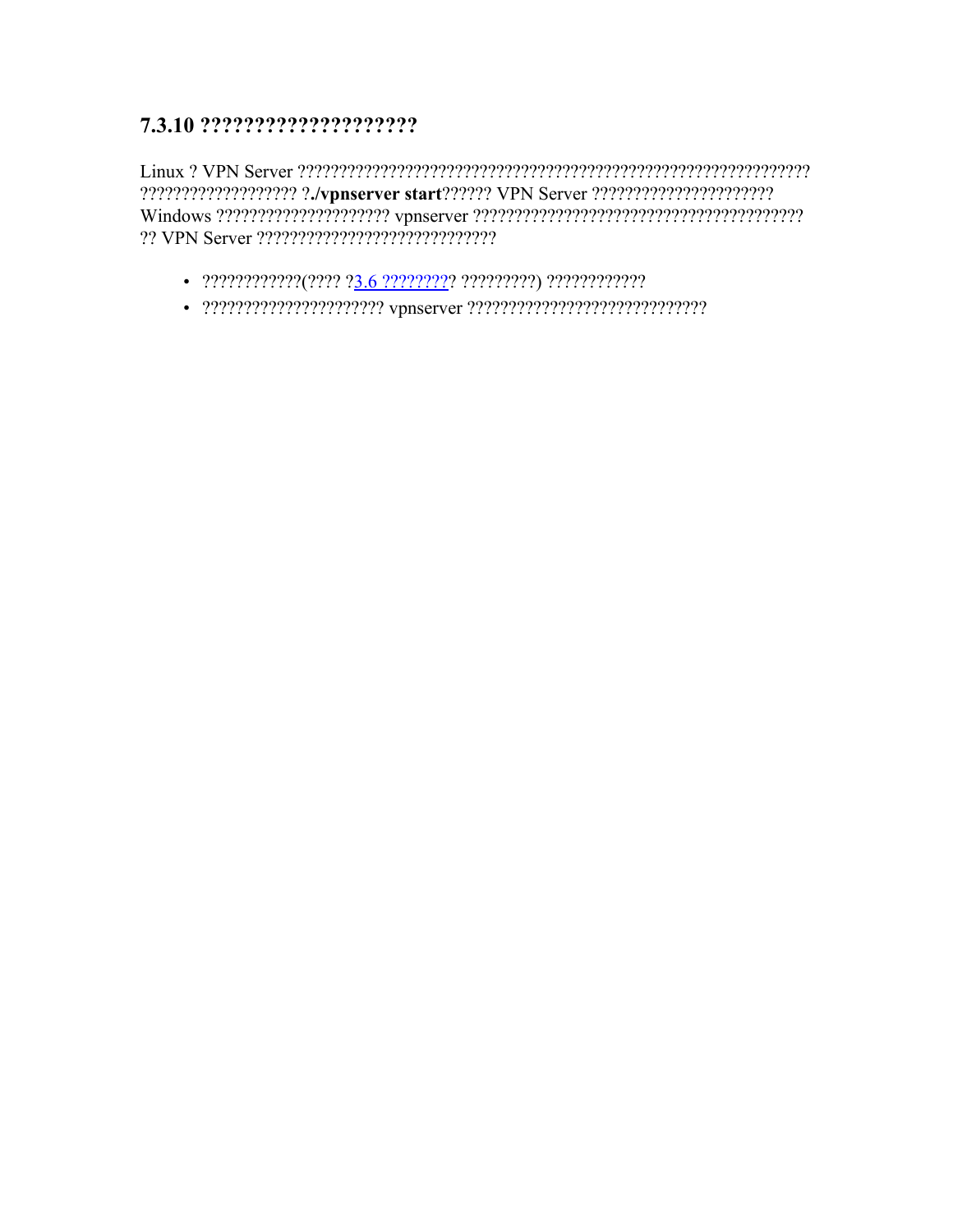### 7.3.10 ????????????????????

Linux ? VPN Server ??????????????????????????????????????????????????????????????? ??????????????????? ?**./vpnserver start**?????? VPN Server ?????????????????????? Windows ????????????????????? vpnserver ???????????????????????????????????????? ?? VPN Server ?????????????????????????????

- ????????????(???? ?3.6 ????????? ?????????) ????????????
- ????????????????????? vpnserver ?????????????????????????????